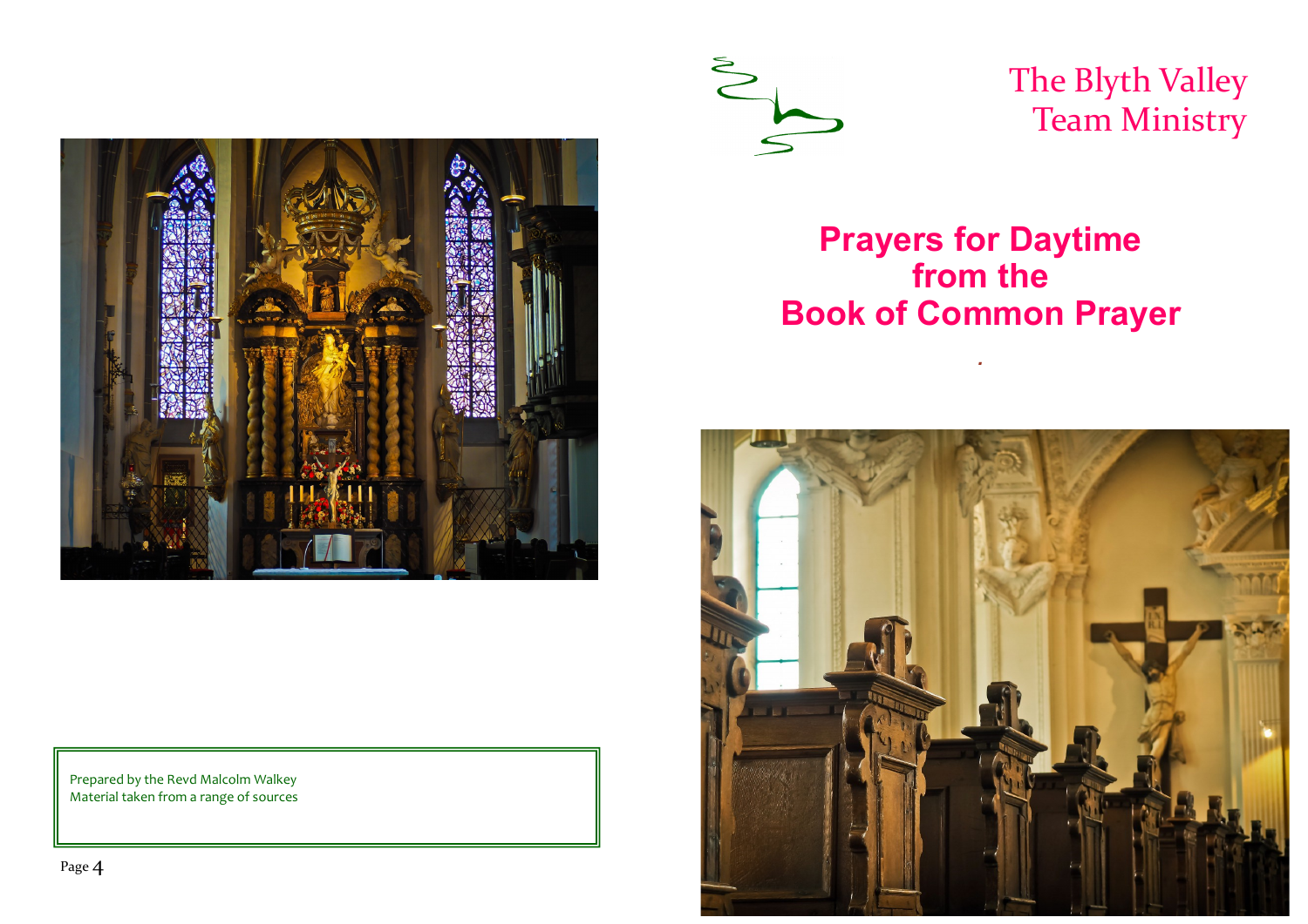The Blyth Valley
Team Ministry

# Prayers for Daytime from the Book of Common Prayer

Prepared by the Revd Malcolm Walkey
Material taken from a range of sources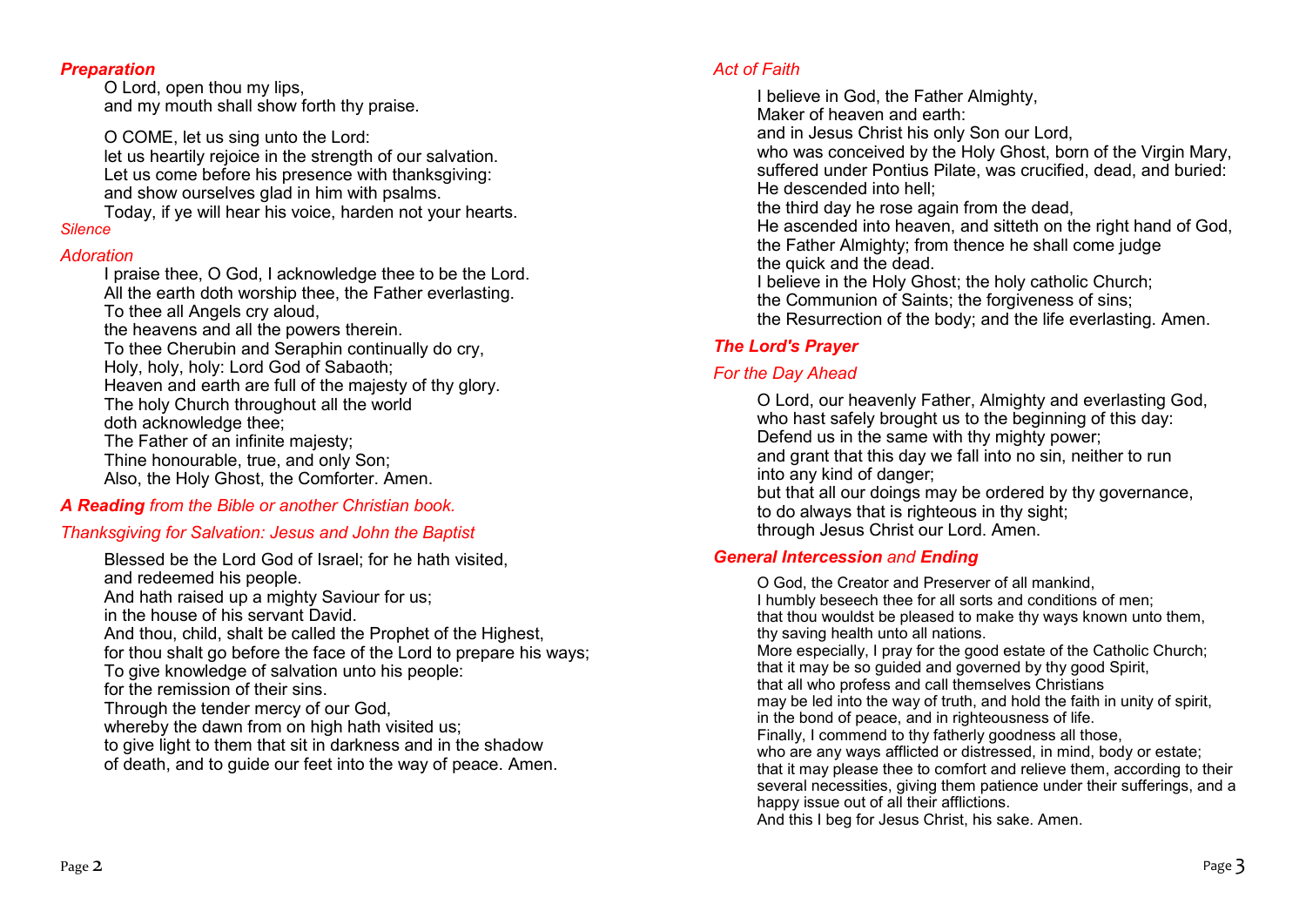***Preparation***

O Lord, open thou my lips,
and my mouth shall show forth thy praise.

O COME, let us sing unto the Lord:
let us heartily rejoice in the strength of our salvation.
Let us come before his presence with thanksgiving:
and show ourselves glad in him with psalms.
Today, if ye will hear his voice, harden not your hearts.

*Silence*

*Adoration*

I praise thee, O God, I acknowledge thee to be the Lord.
All the earth doth worship thee, the Father everlasting.
To thee all Angels cry aloud,
the heavens and all the powers therein.
To thee Cherubin and Seraphin continually do cry,
Holy, holy, holy: Lord God of Sabaoth;
Heaven and earth are full of the majesty of thy glory.
The holy Church throughout all the world
doth acknowledge thee;
The Father of an infinite majesty;
Thine honourable, true, and only Son;
Also, the Holy Ghost, the Comforter. Amen.

***A Reading*** *from the Bible or another Christian book.*

*Thanksgiving for Salvation: Jesus and John the Baptist*

Blessed be the Lord God of Israel; for he hath visited,
and redeemed his people.
And hath raised up a mighty Saviour for us;
in the house of his servant David.
And thou, child, shalt be called the Prophet of the Highest,
for thou shalt go before the face of the Lord to prepare his ways;
To give knowledge of salvation unto his people:
for the remission of their sins.
Through the tender mercy of our God,
whereby the dawn from on high hath visited us;
to give light to them that sit in darkness and in the shadow
of death, and to guide our feet into the way of peace. Amen.

*Act of Faith*

I believe in God, the Father Almighty,
Maker of heaven and earth:
and in Jesus Christ his only Son our Lord,
who was conceived by the Holy Ghost, born of the Virgin Mary,
suffered under Pontius Pilate, was crucified, dead, and buried:
He descended into hell;
the third day he rose again from the dead,
He ascended into heaven, and sitteth on the right hand of God,
the Father Almighty; from thence he shall come judge
the quick and the dead.
I believe in the Holy Ghost; the holy catholic Church;
the Communion of Saints; the forgiveness of sins;
the Resurrection of the body; and the life everlasting. Amen.

***The Lord's Prayer***

*For the Day Ahead*

O Lord, our heavenly Father, Almighty and everlasting God,
who hast safely brought us to the beginning of this day:
Defend us in the same with thy mighty power;
and grant that this day we fall into no sin, neither to run
into any kind of danger;
but that all our doings may be ordered by thy governance,
to do always that is righteous in thy sight;
through Jesus Christ our Lord. Amen.

***General Intercession*** *and* ***Ending***

O God, the Creator and Preserver of all mankind,
I humbly beseech thee for all sorts and conditions of men;
that thou wouldst be pleased to make thy ways known unto them,
thy saving health unto all nations.
More especially, I pray for the good estate of the Catholic Church;
that it may be so guided and governed by thy good Spirit,
that all who profess and call themselves Christians
may be led into the way of truth, and hold the faith in unity of spirit,
in the bond of peace, and in righteousness of life.
Finally, I commend to thy fatherly goodness all those,
who are any ways afflicted or distressed, in mind, body or estate;
that it may please thee to comfort and relieve them, according to their
several necessities, giving them patience under their sufferings, and a
happy issue out of all their afflictions.
And this I beg for Jesus Christ, his sake. Amen.